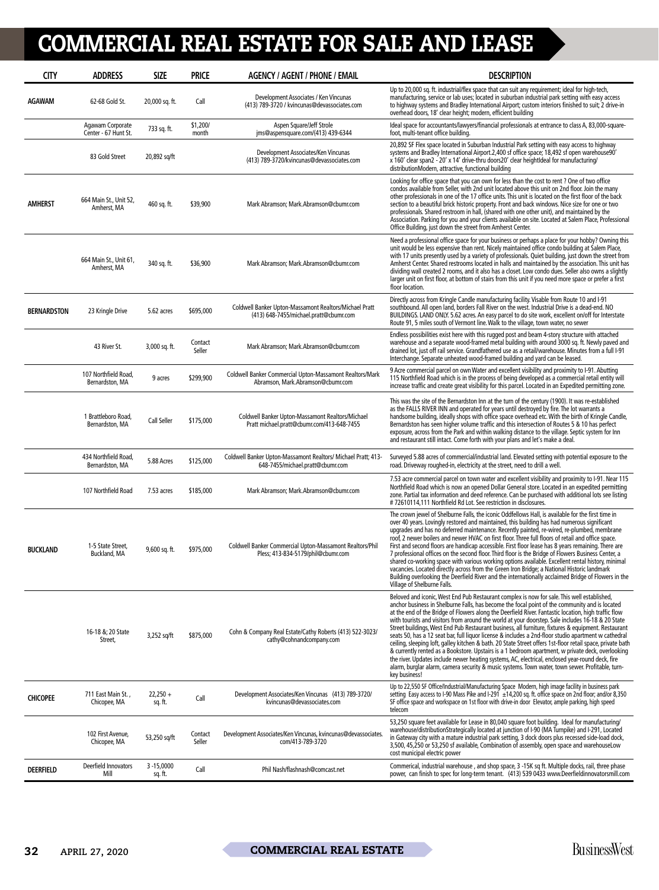# COMMERCIAL REAL ESTATE FOR SALE AND LEASE

| CITY | ADDRESS | SIZE | PRICE | AGENCY / AGENT / PHONE / EMAIL | DESCRIPTION |
|---|---|---|---|---|---|
| AGAWAM | 62-68 Gold St. | 20,000 sq. ft. | Call | Development Associates / Ken Vincunas (413) 789-3720 / kvincunas@devassociates.com | Up to 20,000 sq. ft. industrial/flex space that can suit any requirement; ideal for high-tech, manufacturing, service or lab uses; located in suburban industrial park setting with easy access to highway systems and Bradley International Airport; custom interiors finished to suit; 2 drive-in overhead doors, 18' clear height; modern, efficient building |
| | Agawam Corporate Center - 67 Hunt St. | 733 sq. ft. | $1,200/ month | Aspen Square/Jeff Strole jms@aspensquare.com/(413) 439-6344 | Ideal space for accountants/lawyers/financial professionals at entrance to class A, 83,000-square-foot, multi-tenant office building. |
| | 83 Gold Street | 20,892 sq/ft | | Development Associates/Ken Vincunas (413) 789-3720/kvincunas@devassociates.com | 20,892 SF Flex space located in Suburban Industrial Park setting with easy access to highway systems and Bradley International Airport.2,400 sf office space; 18,492 sf open warehouse90' x 160' clear span2 - 20' x 14' drive-thru doors20' clear heightIdeal for manufacturing/ distributionModern, attractive, functional building |
| AMHERST | 664 Main St., Unit 52, Amherst, MA | 460 sq. ft. | $39,900 | Mark Abramson; Mark.Abramson@cbumr.com | Looking for office space that you can own for less than the cost to rent ? One of two office condos available from Seller, with 2nd unit located above this unit on 2nd floor. Join the many other professionals in one of the 17 office units. This unit is located on the first floor of the back section to a beautiful brick historic property. Front and back windows. Nice size for one or two professionals. Shared restroom in hall, (shared with one other unit), and maintained by the Association. Parking for you and your clients available on site. Located at Salem Place, Professional Office Building, just down the street from Amherst Center. |
| | 664 Main St., Unit 61, Amherst, MA | 340 sq. ft. | $36,900 | Mark Abramson; Mark.Abramson@cbumr.com | Need a professional office space for your business or perhaps a place for your hobby? Owning this unit would be less expensive than rent. Nicely maintained office condo building at Salem Place, with 17 units presently used by a variety of professionals. Quiet building, just down the street from Amherst Center. Shared restrooms located in halls and maintained by the association. This unit has dividing wall created 2 rooms, and it also has a closet. Low condo dues. Seller also owns a slightly larger unit on first floor, at bottom of stairs from this unit if you need more space or prefer a first floor location. |
| BERNARDSTON | 23 Kringle Drive | 5.62 acres | $695,000 | Coldwell Banker Upton-Massamont Realtors/Michael Pratt (413) 648-7455/michael.pratt@cbumr.com | Directly across from Kringle Candle manufacturing facility. Visable from Route 10 and I-91 southbound. All open land, borders Fall River on the west. Industrial Drive is a dead-end. NO BUILDINGS. LAND ONLY. 5.62 acres. An easy parcel to do site work, excellent on/off for Interstate Route 91, 5 miles south of Vermont line. Walk to the village, town water, no sewer |
| | 43 River St. | 3,000 sq. ft. | Contact Seller | Mark Abramson; Mark.Abramson@cbumr.com | Endless possibilities exist here with this rugged post and beam 4-story structure with attached warehouse and a separate wood-framed metal building with around 3000 sq. ft. Newly paved and drained lot, just off rail service. Grandfathered use as a retail/warehouse. Minutes from a full I-91 Interchange. Separate unheated wood-framed building and yard can be leased. |
| | 107 Northfield Road, Bernardston, MA | 9 acres | $299,900 | Coldwell Banker Commercial Upton-Massamont Realtors/Mark Abramson, Mark.Abramson@cbumr.com | 9 Acre commercial parcel on own Water and excellent visibility and proximity to I-91. Abutting 115 Northfield Road which is in the process of being developed as a commercial retail entity will increase traffic and create great visibility for this parcel. Located in an Expedited permitting zone. |
| | 1 Brattleboro Road, Bernardston, MA | Call Seller | $175,000 | Coldwell Banker Upton-Massamont Realtors/Michael Pratt michael.pratt@cbumr.com/413-648-7455 | This was the site of the Bernardston Inn at the turn of the century (1900). It was re-established as the FALLS RIVER INN and operated for years until destroyed by fire. The lot warrants a handsome building, ideally shops with office space overhead etc. With the birth of Kringle Candle, Bernardston has seen higher volume traffic and this intersection of Routes 5 & 10 has perfect exposure, across from the Park and within walking distance to the village. Septic system for Inn and restaurant still intact. Come forth with your plans and let's make a deal. |
| | 434 Northfield Road, Bernardston, MA | 5.88 Acres | $125,000 | Coldwell Banker Upton-Massamont Realtors/ Michael Pratt; 413-648-7455/michael.pratt@cbumr.com | Surveyed 5.88 acres of commercial/industrial land. Elevated setting with potential exposure to the road. Driveway roughed-in, electricity at the street, need to drill a well. |
| | 107 Northfield Road | 7.53 acres | $185,000 | Mark Abramson; Mark.Abramson@cbumr.com | 7.53 acre commercial parcel on town water and excellent visibility and proximity to I-91. Near 115 Northfield Road which is now an opened Dollar General store. Located in an expedited permitting zone. Partial tax information and deed reference. Can be purchased with additional lots see listing # 72610114,111 Northfield Rd Lot. See restriction in disclosures. |
| BUCKLAND | 1-5 State Street, Buckland, MA | 9,600 sq. ft. | $975,000 | Coldwell Banker Commercial Upton-Massamont Realtors/Phil Pless; 413-834-5179/phil@cbumr.com | The crown jewel of Shelburne Falls, the iconic Oddfellows Hall, is available for the first time in over 40 years. Lovingly restored and maintained, this building has had numerous significant upgrades and has no deferred maintenance. Recently painted, re-wired, re-plumbed, membrane roof, 2 newer boilers and newer HVAC on first floor. Three full floors of retail and office space. First and second floors are handicap accessible. First floor lease has 8 years remaining. There are 7 professional offices on the second floor. Third floor is the Bridge of Flowers Business Center, a shared co-working space with various working options available. Excellent rental history, minimal vacancies. Located directly across from the Green Iron Bridge; a National Historic landmark Building overlooking the Deerfield River and the internationally acclaimed Bridge of Flowers in the Village of Shelburne Falls. |
| | 16-18 &; 20 State Street, | 3,252 sq/ft | $875,000 | Cohn & Company Real Estate/Cathy Roberts (413) 522-3023/ cathy@cohnandcompany.com | Beloved and iconic, West End Pub Restaurant complex is now for sale. This well established, anchor business in Shelburne Falls, has become the focal point of the community and is located at the end of the Bridge of Flowers along the Deerfield River. Fantastic location, high traffic flow with tourists and visitors from around the world at your doorstep. Sale includes 16-18 & 20 State Street buildings, West End Pub Restaurant business, all furniture, fixtures & equipment. Restaurant seats 50, has a 12 seat bar, full liquor license & includes a 2nd-floor studio apartment w cathedral ceiling, sleeping loft, galley kitchen & bath. 20 State Street offers 1st-floor retail space, private bath & currently rented as a Bookstore. Upstairs is a 1 bedroom apartment, w private deck, overlooking the river. Updates include newer heating systems, AC, electrical, enclosed year-round deck, fire alarm, burglar alarm, camera security & music systems. Town water, town sewer. Profitable, turn-key business! |
| CHICOPEE | 711 East Main St. , Chicopee, MA | 22,250 + sq. ft. | Call | Development Associates/Ken Vincunas (413) 789-3720/ kvincunas@devassociates.com | Up to 22,550 SF Office/Industrial/Manufacturing Space Modern, high image facility in business park setting Easy access to I-90 Mass Pike and I-291 ±14,200 sq. ft. office space on 2nd floor; and/or 8,350 SF office space and workspace on 1st floor with drive-in door Elevator, ample parking, high speed telecom |
| | 102 First Avenue, Chicopee, MA | 53,250 sq/ft | Contact Seller | Development Associates/Ken Vincunas, kvincunas@devassociates.com/413-789-3720 | 53,250 square feet available for Lease in 80,040 square foot building. Ideal for manufacturing/ warehouse/distributionStrategically located at junction of I-90 (MA Turnpike) and I-291, Located in Gateway city with a mature industrial park setting, 3 dock doors plus recessed side-load dock, 3,500, 45,250 or 53,250 sf available, Combination of assembly, open space and warehouseLow cost municipal electric power |
| DEERFIELD | Deerfield Innovators Mill | 3 -15,0000 sq. ft. | Call | Phil Nash/flashnash@comcast.net | Commerical, industrial warehouse , and shop space, 3 -15K sq ft. Multiple docks, rail, three phase power, can finish to spec for long-term tenant. (413) 539 0433 www.Deerfieldinnovatorsmill.com |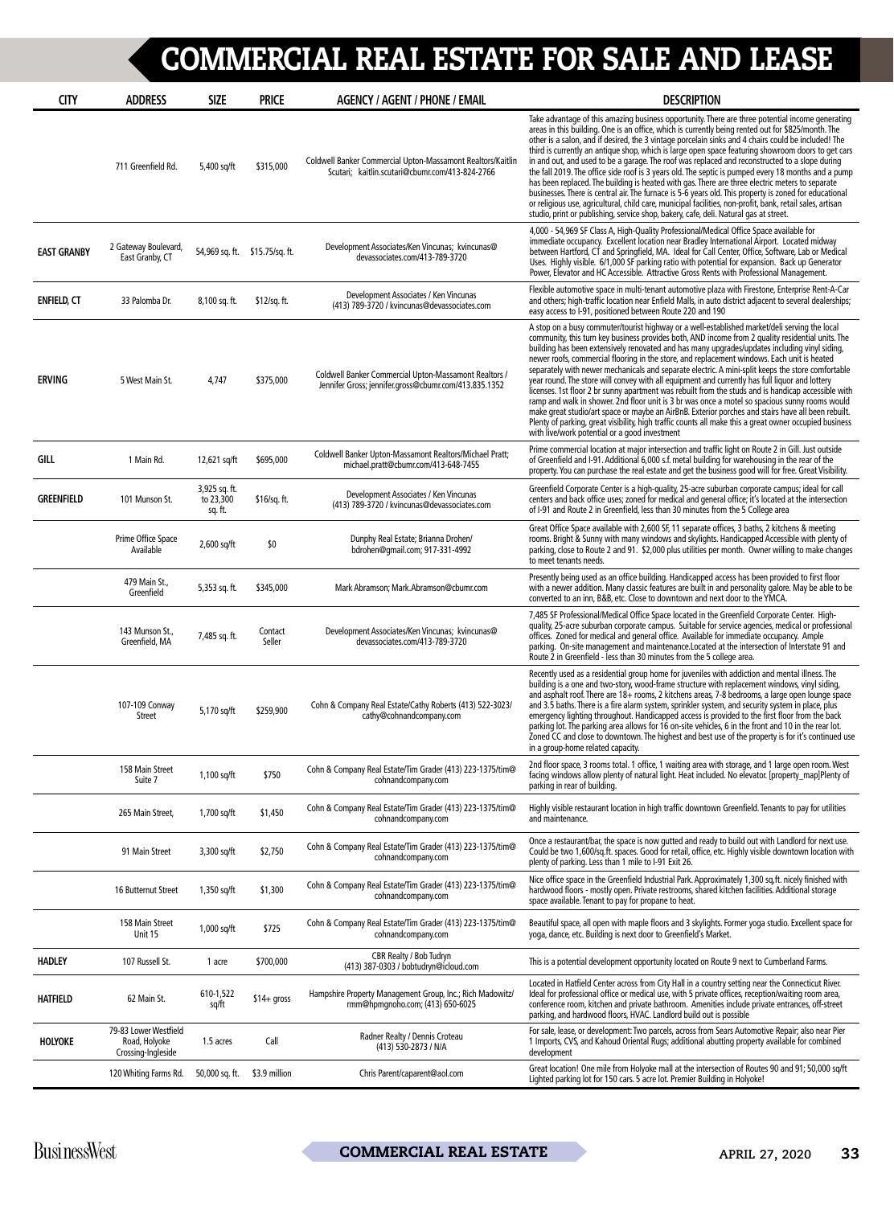# COMMERCIAL REAL ESTATE FOR SALE AND LEASE

| CITY | ADDRESS | SIZE | PRICE | AGENCY / AGENT / PHONE / EMAIL | DESCRIPTION |
|---|---|---|---|---|---|
| | 711 Greenfield Rd. | 5,400 sq/ft | $315,000 | Coldwell Banker Commercial Upton-Massamont Realtors/Kaitlin Scutari; kaitlin.scutari@cbumr.com/413-824-2766 | Take advantage of this amazing business opportunity. There are three potential income generating areas in this building. One is an office, which is currently being rented out for $825/month. The other is a salon, and if desired, the 3 vintage porcelain sinks and 4 chairs could be included! The third is currently an antique shop, which is large open space featuring showroom doors to get cars in and out, and used to be a garage. The roof was replaced and reconstructed to a slope during the fall 2019. The office side roof is 3 years old. The septic is pumped every 18 months and a pump has been replaced. The building is heated with gas. There are three electric meters to separate businesses. There is central air. The furnace is 5-6 years old. This property is zoned for educational or religious use, agricultural, child care, municipal facilities, non-profit, bank, retail sales, artisan studio, print or publishing, service shop, bakery, cafe, deli. Natural gas at street. |
| EAST GRANBY | 2 Gateway Boulevard, East Granby, CT | 54,969 sq. ft. | $15.75/sq. ft. | Development Associates/Ken Vincunas; kvincunas@devassociates.com/413-789-3720 | 4,000 - 54,969 SF Class A, High-Quality Professional/Medical Office Space available for immediate occupancy. Excellent location near Bradley International Airport. Located midway between Hartford, CT and Springfield, MA. Ideal for Call Center, Office, Software, Lab or Medical Uses. Highly visible. 6/1,000 SF parking ratio with potential for expansion. Back up Generator Power, Elevator and HC Accessible. Attractive Gross Rents with Professional Management. |
| ENFIELD, CT | 33 Palomba Dr. | 8,100 sq. ft. | $12/sq. ft. | Development Associates / Ken Vincunas (413) 789-3720 / kvincunas@devassociates.com | Flexible automotive space in multi-tenant automotive plaza with Firestone, Enterprise Rent-A-Car and others; high-traffic location near Enfield Malls, in auto district adjacent to several dealerships; easy access to I-91, positioned between Route 220 and 190 |
| ERVING | 5 West Main St. | 4,747 | $375,000 | Coldwell Banker Commercial Upton-Massamont Realtors / Jennifer Gross; jennifer.gross@cbumr.com/413.835.1352 | A stop on a busy commuter/tourist highway or a well-established market/deli serving the local community, this turn key business provides both, AND income from 2 quality residential units. The building has been extensively renovated and has many upgrades/updates including vinyl siding, newer roofs, commercial flooring in the store, and replacement windows. Each unit is heated separately with newer mechanicals and separate electric. A mini-split keeps the store comfortable year round. The store will convey with all equipment and currently has full liquor and lottery licenses. 1st floor 2 br sunny apartment was rebuilt from the studs and is handicap accessible with ramp and walk in shower. 2nd floor unit is 3 br was once a motel so spacious sunny rooms would make great studio/art space or maybe an AirBnB. Exterior porches and stairs have all been rebuilt. Plenty of parking, great visibility, high traffic counts all make this a great owner occupied business with live/work potential or a good investment |
| GILL | 1 Main Rd. | 12,621 sq/ft | $695,000 | Coldwell Banker Upton-Massamont Realtors/Michael Pratt; michael.pratt@cbumr.com/413-648-7455 | Prime commercial location at major intersection and traffic light on Route 2 in Gill. Just outside of Greenfield and I-91. Additional 6,000 s.f. metal building for warehousing in the rear of the property. You can purchase the real estate and get the business good will for free. Great Visibility. |
| GREENFIELD | 101 Munson St. | 3,925 sq. ft. to 23,300 sq. ft. | $16/sq. ft. | Development Associates / Ken Vincunas (413) 789-3720 / kvincunas@devassociates.com | Greenfield Corporate Center is a high-quality, 25-acre suburban corporate campus; ideal for call centers and back office uses; zoned for medical and general office; it's located at the intersection of I-91 and Route 2 in Greenfield, less than 30 minutes from the 5 College area |
| | Prime Office Space Available | 2,600 sq/ft | $0 | Dunphy Real Estate; Brianna Drohen/ bdrohen@gmail.com; 917-331-4992 | Great Office Space available with 2,600 SF, 11 separate offices, 3 baths, 2 kitchens & meeting rooms. Bright & Sunny with many windows and skylights. Handicapped Accessible with plenty of parking, close to Route 2 and 91. $2,000 plus utilities per month. Owner willing to make changes to meet tenants needs. |
| | 479 Main St., Greenfield | 5,353 sq. ft. | $345,000 | Mark Abramson; Mark.Abramson@cbumr.com | Presently being used as an office building. Handicapped access has been provided to first floor with a newer addition. Many classic features are built in and personality galore. May be able to be converted to an inn, B&B, etc. Close to downtown and next door to the YMCA. |
| | 143 Munson St., Greenfield, MA | 7,485 sq. ft. | Contact Seller | Development Associates/Ken Vincunas; kvincunas@devassociates.com/413-789-3720 | 7,485 SF Professional/Medical Office Space located in the Greenfield Corporate Center. High-quality, 25-acre suburban corporate campus. Suitable for service agencies, medical or professional offices. Zoned for medical and general office. Available for immediate occupancy. Ample parking. On-site management and maintenance.Located at the intersection of Interstate 91 and Route 2 in Greenfield - less than 30 minutes from the 5 college area. |
| | 107-109 Conway Street | 5,170 sq/ft | $259,900 | Cohn & Company Real Estate/Cathy Roberts (413) 522-3023/ cathy@cohnandcompany.com | Recently used as a residential group home for juveniles with addiction and mental illness. The building is a one and two-story, wood-frame structure with replacement windows, vinyl siding, and asphalt roof. There are 18+ rooms, 2 kitchens areas, 7-8 bedrooms, a large open lounge space and 3.5 baths. There is a fire alarm system, sprinkler system, and security system in place, plus emergency lighting throughout. Handicapped access is provided to the first floor from the back parking lot. The parking area allows for 16 on-site vehicles, 6 in the front and 10 in the rear lot. Zoned CC and close to downtown. The highest and best use of the property is for it's continued use in a group-home related capacity. |
| | 158 Main Street Suite 7 | 1,100 sq/ft | $750 | Cohn & Company Real Estate/Tim Grader (413) 223-1375/tim@cohnandcompany.com | 2nd floor space, 3 rooms total. 1 office, 1 waiting area with storage, and 1 large open room. West facing windows allow plenty of natural light. Heat included. No elevator. [property_map]Plenty of parking in rear of building. |
| | 265 Main Street, | 1,700 sq/ft | $1,450 | Cohn & Company Real Estate/Tim Grader (413) 223-1375/tim@cohnandcompany.com | Highly visible restaurant location in high traffic downtown Greenfield. Tenants to pay for utilities and maintenance. |
| | 91 Main Street | 3,300 sq/ft | $2,750 | Cohn & Company Real Estate/Tim Grader (413) 223-1375/tim@cohnandcompany.com | Once a restaurant/bar, the space is now gutted and ready to build out with Landlord for next use. Could be two 1,600/sq.ft. spaces. Good for retail, office, etc. Highly visible downtown location with plenty of parking. Less than 1 mile to I-91 Exit 26. |
| | 16 Butternut Street | 1,350 sq/ft | $1,300 | Cohn & Company Real Estate/Tim Grader (413) 223-1375/tim@cohnandcompany.com | Nice office space in the Greenfield Industrial Park. Approximately 1,300 sq,ft. nicely finished with hardwood floors - mostly open. Private restrooms, shared kitchen facilities. Additional storage space available. Tenant to pay for propane to heat. |
| | 158 Main Street Unit 15 | 1,000 sq/ft | $725 | Cohn & Company Real Estate/Tim Grader (413) 223-1375/tim@cohnandcompany.com | Beautiful space, all open with maple floors and 3 skylights. Former yoga studio. Excellent space for yoga, dance, etc. Building is next door to Greenfield's Market. |
| HADLEY | 107 Russell St. | 1 acre | $700,000 | CBR Realty / Bob Tudryn (413) 387-0303 / bobtudryn@icloud.com | This is a potential development opportunity located on Route 9 next to Cumberland Farms. |
| HATFIELD | 62 Main St. | 610-1,522 sq/ft | $14+ gross | Hampshire Property Management Group, Inc.; Rich Madowitz/ rmm@hpmgnoho.com; (413) 650-6025 | Located in Hatfield Center across from City Hall in a country setting near the Connecticut River. Ideal for professional office or medical use, with 5 private offices, reception/waiting room area, conference room, kitchen and private bathroom. Amenities include private entrances, off-street parking, and hardwood floors, HVAC. Landlord build out is possible |
| HOLYOKE | 79-83 Lower Westfield Road, Holyoke Crossing-Ingleside | 1.5 acres | Call | Radner Realty / Dennis Croteau (413) 530-2873 / N/A | For sale, lease, or development: Two parcels, across from Sears Automotive Repair; also near Pier 1 Imports, CVS, and Kahoud Oriental Rugs; additional abutting property available for combined development |
| | 120 Whiting Farms Rd. | 50,000 sq. ft. | $3.9 million | Chris Parent/caparent@aol.com | Great location! One mile from Holyoke mall at the intersection of Routes 90 and 91; 50,000 sq/ft Lighted parking lot for 150 cars. 5 acre lot. Premier Building in Holyoke! |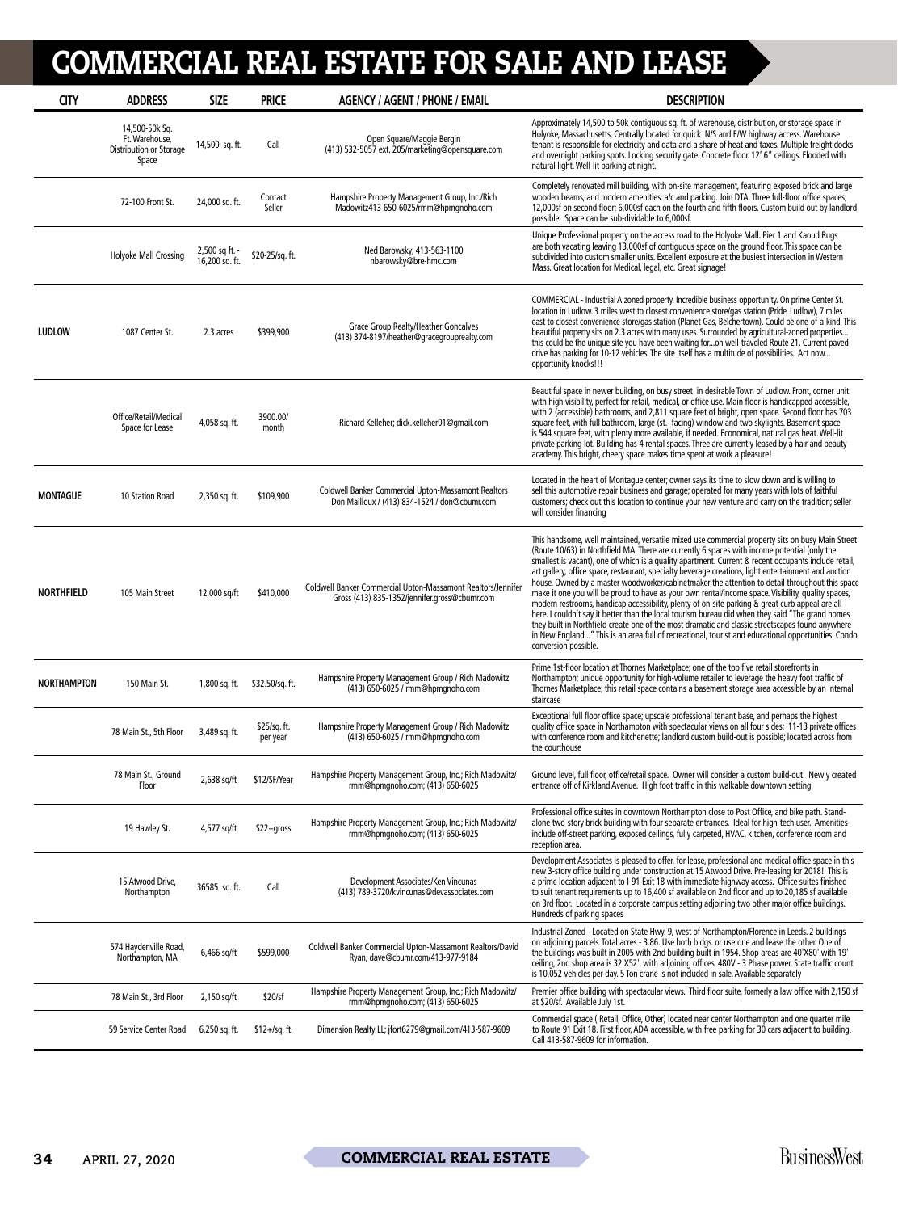# COMMERCIAL REAL ESTATE FOR SALE AND LEASE

| CITY | ADDRESS | SIZE | PRICE | AGENCY / AGENT / PHONE / EMAIL | DESCRIPTION |
|---|---|---|---|---|---|
| | 14,500-50k Sq. Ft. Warehouse, Distribution or Storage Space | 14,500 sq. ft. | Call | Open Square/Maggie Bergin (413) 532-5057 ext. 205/marketing@opensquare.com | Approximately 14,500 to 50k contiguous sq. ft. of warehouse, distribution, or storage space in Holyoke, Massachusetts. Centrally located for quick N/S and E/W highway access. Warehouse tenant is responsible for electricity and data and a share of heat and taxes. Multiple freight docks and overnight parking spots. Locking security gate. Concrete floor. 12' 6" ceilings. Flooded with natural light. Well-lit parking at night. |
| | 72-100 Front St. | 24,000 sq. ft. | Contact Seller | Hampshire Property Management Group, Inc./Rich Madowitz413-650-6025/rmm@hpmgnoho.com | Completely renovated mill building, with on-site management, featuring exposed brick and large wooden beams, and modern amenities, a/c and parking. Join DTA. Three full-floor office spaces; 12,000sf on second floor; 6,000sf each on the fourth and fifth floors. Custom build out by landlord possible. Space can be sub-dividable to 6,000sf. |
| | Holyoke Mall Crossing | 2,500 sq ft. - 16,200 sq. ft. | $20-25/sq. ft. | Ned Barowsky; 413-563-1100 nbarowsky@bre-hmc.com | Unique Professional property on the access road to the Holyoke Mall. Pier 1 and Kaoud Rugs are both vacating leaving 13,000sf of contiguous space on the ground floor. This space can be subdivided into custom smaller units. Excellent exposure at the busiest intersection in Western Mass. Great location for Medical, legal, etc. Great signage! |
| **LUDLOW** | 1087 Center St. | 2.3 acres | $399,900 | Grace Group Realty/Heather Goncalves (413) 374-8197/heather@gracegrouprealty.com | COMMERCIAL - Industrial A zoned property. Incredible business opportunity. On prime Center St. location in Ludlow. 3 miles west to closest convenience store/gas station (Pride, Ludlow), 7 miles east to closest convenience store/gas station (Planet Gas, Belchertown). Could be one-of-a-kind. This beautiful property sits on 2.3 acres with many uses. Surrounded by agricultural-zoned properties... this could be the unique site you have been waiting for...on well-traveled Route 21. Current paved drive has parking for 10-12 vehicles. The site itself has a multitude of possibilities. Act now... opportunity knocks!!! |
| | Office/Retail/Medical Space for Lease | 4,058 sq. ft. | 3900.00/ month | Richard Kelleher; dick.kelleher01@gmail.com | Beautiful space in newer building, on busy street in desirable Town of Ludlow. Front, corner unit with high visibility, perfect for retail, medical, or office use. Main floor is handicapped accessible, with 2 (accessible) bathrooms, and 2,811 square feet of bright, open space. Second floor has 703 square feet, with full bathroom, large (st. -facing) window and two skylights. Basement space is 544 square feet, with plenty more available, if needed. Economical, natural gas heat. Well-lit private parking lot. Building has 4 rental spaces. Three are currently leased by a hair and beauty academy. This bright, cheery space makes time spent at work a pleasure! |
| **MONTAGUE** | 10 Station Road | 2,350 sq. ft. | $109,900 | Coldwell Banker Commercial Upton-Massamont Realtors Don Mailloux / (413) 834-1524 / don@cbumr.com | Located in the heart of Montague center; owner says its time to slow down and is willing to sell this automotive repair business and garage; operated for many years with lots of faithful customers; check out this location to continue your new venture and carry on the tradition; seller will consider financing |
| **NORTHFIELD** | 105 Main Street | 12,000 sq/ft | $410,000 | Coldwell Banker Commercial Upton-Massamont Realtors/Jennifer Gross (413) 835-1352/jennifer.gross@cbumr.com | This handsome, well maintained, versatile mixed use commercial property sits on busy Main Street (Route 10/63) in Northfield MA. There are currently 6 spaces with income potential (only the smallest is vacant), one of which is a quality apartment. Current & recent occupants include retail, art gallery, office space, restaurant, specialty beverage creations, light entertainment and auction house. Owned by a master woodworker/cabinetmaker the attention to detail throughout this space make it one you will be proud to have as your own rental/income space. Visibility, quality spaces, modern restrooms, handicap accessibility, plenty of on-site parking & great curb appeal are all here. I couldn't say it better than the local tourism bureau did when they said "The grand homes they built in Northfield create one of the most dramatic and classic streetscapes found anywhere in New England..." This is an area full of recreational, tourist and educational opportunities. Condo conversion possible. |
| **NORTHAMPTON** | 150 Main St. | 1,800 sq. ft. | $32.50/sq. ft. | Hampshire Property Management Group / Rich Madowitz (413) 650-6025 / rmm@hpmgnoho.com | Prime 1st-floor location at Thornes Marketplace; one of the top five retail storefronts in Northampton; unique opportunity for high-volume retailer to leverage the heavy foot traffic of Thornes Marketplace; this retail space contains a basement storage area accessible by an internal staircase |
| | 78 Main St., 5th Floor | 3,489 sq. ft. | $25/sq. ft. per year | Hampshire Property Management Group / Rich Madowitz (413) 650-6025 / rmm@hpmgnoho.com | Exceptional full floor office space; upscale professional tenant base, and perhaps the highest quality office space in Northampton with spectacular views on all four sides; 11-13 private offices with conference room and kitchenette; landlord custom build-out is possible; located across from the courthouse |
| | 78 Main St., Ground Floor | 2,638 sq/ft | $12/SF/Year | Hampshire Property Management Group, Inc.; Rich Madowitz/ rmm@hpmgnoho.com; (413) 650-6025 | Ground level, full floor, office/retail space. Owner will consider a custom build-out. Newly created entrance off of Kirkland Avenue. High foot traffic in this walkable downtown setting. |
| | 19 Hawley St. | 4,577 sq/ft | $22+gross | Hampshire Property Management Group, Inc.; Rich Madowitz/ rmm@hpmgnoho.com; (413) 650-6025 | Professional office suites in downtown Northampton close to Post Office, and bike path. Stand-alone two-story brick building with four separate entrances. Ideal for high-tech user. Amenities include off-street parking, exposed ceilings, fully carpeted, HVAC, kitchen, conference room and reception area. |
| | 15 Atwood Drive, Northampton | 36585 sq. ft. | Call | Development Associates/Ken Vincunas (413) 789-3720/kvincunas@devassociates.com | Development Associates is pleased to offer, for lease, professional and medical office space in this new 3-story office building under construction at 15 Atwood Drive. Pre-leasing for 2018! This is a prime location adjacent to I-91 Exit 18 with immediate highway access. Office suites finished to suit tenant requirements up to 16,400 sf available on 2nd floor and up to 20,185 sf available on 3rd floor. Located in a corporate campus setting adjoining two other major office buildings. Hundreds of parking spaces |
| | 574 Haydenville Road, Northampton, MA | 6,466 sq/ft | $599,000 | Coldwell Banker Commercial Upton-Massamont Realtors/David Ryan, dave@cbumr.com/413-977-9184 | Industrial Zoned - Located on State Hwy. 9, west of Northampton/Florence in Leeds. 2 buildings on adjoining parcels. Total acres - 3.86. Use both bldgs. or use one and lease the other. One of the buildings was built in 2005 with 2nd building built in 1954. Shop areas are 40'X80' with 19' ceiling, 2nd shop area is 32'X52', with adjoining offices. 480V - 3 Phase power. State traffic count is 10,052 vehicles per day. 5 Ton crane is not included in sale. Available separately |
| | 78 Main St., 3rd Floor | 2,150 sq/ft | $20/sf | Hampshire Property Management Group, Inc.; Rich Madowitz/ rmm@hpmgnoho.com; (413) 650-6025 | Premier office building with spectacular views. Third floor suite, formerly a law office with 2,150 sf at $20/sf. Available July 1st. |
| | 59 Service Center Road | 6,250 sq. ft. | $12+/sq. ft. | Dimension Realty LL; jfort6279@gmail.com/413-587-9609 | Commercial space ( Retail, Office, Other) located near center Northampton and one quarter mile to Route 91 Exit 18. First floor, ADA accessible, with free parking for 30 cars adjacent to building. Call 413-587-9609 for information. |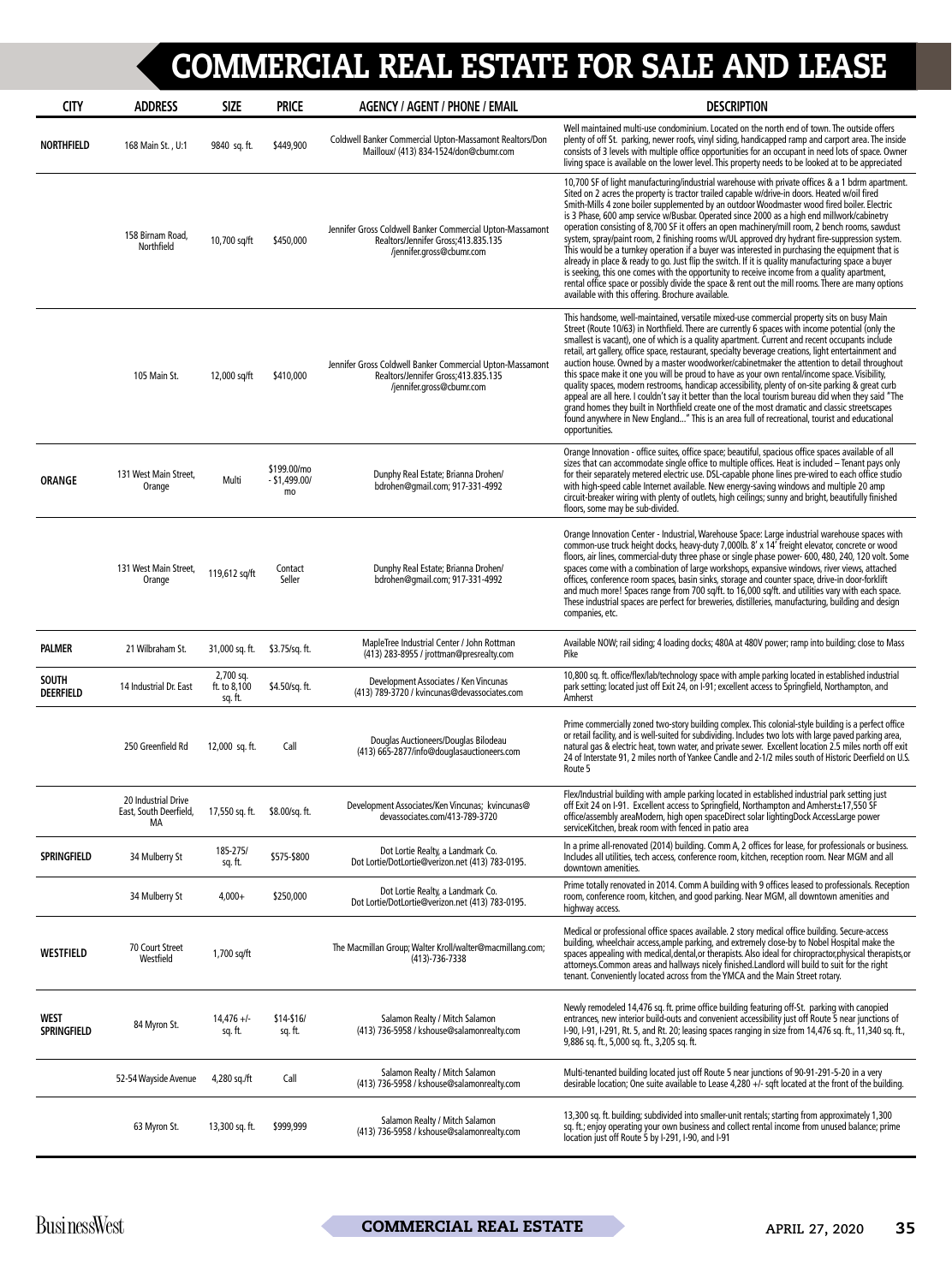# COMMERCIAL REAL ESTATE FOR SALE AND LEASE

| CITY | ADDRESS | SIZE | PRICE | AGENCY / AGENT / PHONE / EMAIL | DESCRIPTION |
|---|---|---|---|---|---|
| **NORTHFIELD** | 168 Main St. , U:1 | 9840 sq. ft. | $449,900 | Coldwell Banker Commercial Upton-Massamont Realtors/Don Mailloux/ (413) 834-1524/don@cbumr.com | Well maintained multi-use condominium. Located on the north end of town. The outside offers plenty of off St. parking, newer roofs, vinyl siding, handicapped ramp and carport area. The inside consists of 3 levels with multiple office opportunities for an occupant in need lots of space. Owner living space is available on the lower level. This property needs to be looked at to be appreciated |
| | 158 Birnam Road, Northfield | 10,700 sq/ft | $450,000 | Jennifer Gross Coldwell Banker Commercial Upton-Massamont Realtors/Jennifer Gross;413.835.135 /jennifer.gross@cbumr.com | 10,700 SF of light manufacturing/industrial warehouse with private offices & a 1 bdrm apartment. Sited on 2 acres the property is tractor trailed capable w/drive-in doors. Heated w/oil fired Smith-Mills 4 zone boiler supplemented by an outdoor Woodmaster wood fired boiler. Electric is 3 Phase, 600 amp service w/Busbar. Operated since 2000 as a high end millwork/cabinetry operation consisting of 8,700 SF it offers an open machinery/mill room, 2 bench rooms, sawdust system, spray/paint room, 2 finishing rooms w/UL approved dry hydrant fire-suppression system. This would be a turnkey operation if a buyer was interested in purchasing the equipment that is already in place & ready to go. Just flip the switch. If it is quality manufacturing space a buyer is seeking, this one comes with the opportunity to receive income from a quality apartment, rental office space or possibly divide the space & rent out the mill rooms. There are many options available with this offering. Brochure available. |
| | 105 Main St. | 12,000 sq/ft | $410,000 | Jennifer Gross Coldwell Banker Commercial Upton-Massamont Realtors/Jennifer Gross;413.835.135 /jennifer.gross@cbumr.com | This handsome, well-maintained, versatile mixed-use commercial property sits on busy Main Street (Route 10/63) in Northfield. There are currently 6 spaces with income potential (only the smallest is vacant), one of which is a quality apartment. Current and recent occupants include retail, art gallery, office space, restaurant, specialty beverage creations, light entertainment and auction house. Owned by a master woodworker/cabinetmaker the attention to detail throughout this space make it one you will be proud to have as your own rental/income space. Visibility, quality spaces, modern restrooms, handicap accessibility, plenty of on-site parking & great curb appeal are all here. I couldn't say it better than the local tourism bureau did when they said "The grand homes they built in Northfield create one of the most dramatic and classic streetscapes found anywhere in New England…" This is an area full of recreational, tourist and educational opportunities. |
| **ORANGE** | 131 West Main Street, Orange | Multi | $199.00/mo - $1,499.00/ mo | Dunphy Real Estate; Brianna Drohen/ bdrohen@gmail.com; 917-331-4992 | Orange Innovation - office suites, office space; beautiful, spacious office spaces available of all sizes that can accommodate single office to multiple offices. Heat is included – Tenant pays only for their separately metered electric use. DSL-capable phone lines pre-wired to each office studio with high-speed cable Internet available. New energy-saving windows and multiple 20 amp circuit-breaker wiring with plenty of outlets, high ceilings; sunny and bright, beautifully finished floors, some may be sub-divided. |
| | 131 West Main Street, Orange | 119,612 sq/ft | Contact Seller | Dunphy Real Estate; Brianna Drohen/ bdrohen@gmail.com; 917-331-4992 | Orange Innovation Center - Industrial, Warehouse Space: Large industrial warehouse spaces with common-use truck height docks, heavy-duty 7,000lb. 8' x 14' freight elevator, concrete or wood floors, air lines, commercial-duty three phase or single phase power- 600, 480, 240, 120 volt. Some spaces come with a combination of large workshops, expansive windows, river views, attached offices, conference room spaces, basin sinks, storage and counter space, drive-in door-forklift and much more! Spaces range from 700 sq/ft. to 16,000 sq/ft. and utilities vary with each space. These industrial spaces are perfect for breweries, distilleries, manufacturing, building and design companies, etc. |
| **PALMER** | 21 Wilbraham St. | 31,000 sq. ft. | $3.75/sq. ft. | MapleTree Industrial Center / John Rottman (413) 283-8955 / jrottman@presrealty.com | Available NOW; rail siding; 4 loading docks; 480A at 480V power; ramp into building; close to Mass Pike |
| **SOUTH DEERFIELD** | 14 Industrial Dr. East | 2,700 sq. ft. to 8,100 sq. ft. | $4.50/sq. ft. | Development Associates / Ken Vincunas (413) 789-3720 / kvincunas@devassociates.com | 10,800 sq. ft. office/flex/lab/technology space with ample parking located in established industrial park setting; located just off Exit 24, on I-91; excellent access to Springfield, Northampton, and Amherst |
| | 250 Greenfield Rd | 12,000 sq. ft. | Call | Douglas Auctioneers/Douglas Bilodeau (413) 665-2877/info@douglasauctioneers.com | Prime commercially zoned two-story building complex. This colonial-style building is a perfect office or retail facility, and is well-suited for subdividing. Includes two lots with large paved parking area, natural gas & electric heat, town water, and private sewer. Excellent location 2.5 miles north off exit 24 of Interstate 91, 2 miles north of Yankee Candle and 2-1/2 miles south of Historic Deerfield on U.S. Route 5 |
| | 20 Industrial Drive East, South Deerfield, MA | 17,550 sq. ft. | $8.00/sq. ft. | Development Associates/Ken Vincunas; kvincunas@ devassociates.com/413-789-3720 | Flex/Industrial building with ample parking located in established industrial park setting just off Exit 24 on I-91. Excellent access to Springfield, Northampton and Amherst±17,550 SF office/assembly areaModern, high open spaceDirect solar lightingDock AccessLarge power serviceKitchen, break room with fenced in patio area |
| **SPRINGFIELD** | 34 Mulberry St | 185-275/ sq. ft. | $575-$800 | Dot Lortie Realty, a Landmark Co. Dot Lortie/DotLortie@verizon.net (413) 783-0195. | In a prime all-renovated (2014) building. Comm A, 2 offices for lease, for professionals or business. Includes all utilities, tech access, conference room, kitchen, reception room. Near MGM and all downtown amenities. |
| | 34 Mulberry St | 4,000+ | $250,000 | Dot Lortie Realty, a Landmark Co. Dot Lortie/DotLortie@verizon.net (413) 783-0195. | Prime totally renovated in 2014. Comm A building with 9 offices leased to professionals. Reception room, conference room, kitchen, and good parking. Near MGM, all downtown amenities and highway access. |
| **WESTFIELD** | 70 Court Street Westfield | 1,700 sq/ft | | The Macmillan Group; Walter Kroll/walter@macmillang.com; (413)-736-7338 | Medical or professional office spaces available. 2 story medical office building. Secure-access building, wheelchair access,ample parking, and extremely close-by to Nobel Hospital make the spaces appealing with medical,dental,or therapists. Also ideal for chiropractor,physical therapists,or attorneys.Common areas and hallways nicely finished.Landlord will build to suit for the right tenant. Conveniently located across from the YMCA and the Main Street rotary. |
| **WEST SPRINGFIELD** | 84 Myron St. | 14,476 +/- sq. ft. | $14-$16/ sq. ft. | Salamon Realty / Mitch Salamon (413) 736-5958 / kshouse@salamonrealty.com | Newly remodeled 14,476 sq. ft. prime office building featuring off-St. parking with canopied entrances, new interior build-outs and convenient accessibility just off Route 5 near junctions of I-90, I-91, I-291, Rt. 5, and Rt. 20; leasing spaces ranging in size from 14,476 sq. ft., 11,340 sq. ft., 9,886 sq. ft., 5,000 sq. ft., 3,205 sq. ft. |
| | 52-54 Wayside Avenue | 4,280 sq./ft | Call | Salamon Realty / Mitch Salamon (413) 736-5958 / kshouse@salamonrealty.com | Multi-tenanted building located just off Route 5 near junctions of 90-91-291-5-20 in a very desirable location; One suite available to Lease 4,280 +/- sqft located at the front of the building. |
| | 63 Myron St. | 13,300 sq. ft. | $999,999 | Salamon Realty / Mitch Salamon (413) 736-5958 / kshouse@salamonrealty.com | 13,300 sq. ft. building; subdivided into smaller-unit rentals; starting from approximately 1,300 sq. ft.; enjoy operating your own business and collect rental income from unused balance; prime location just off Route 5 by I-291, I-90, and I-91 |